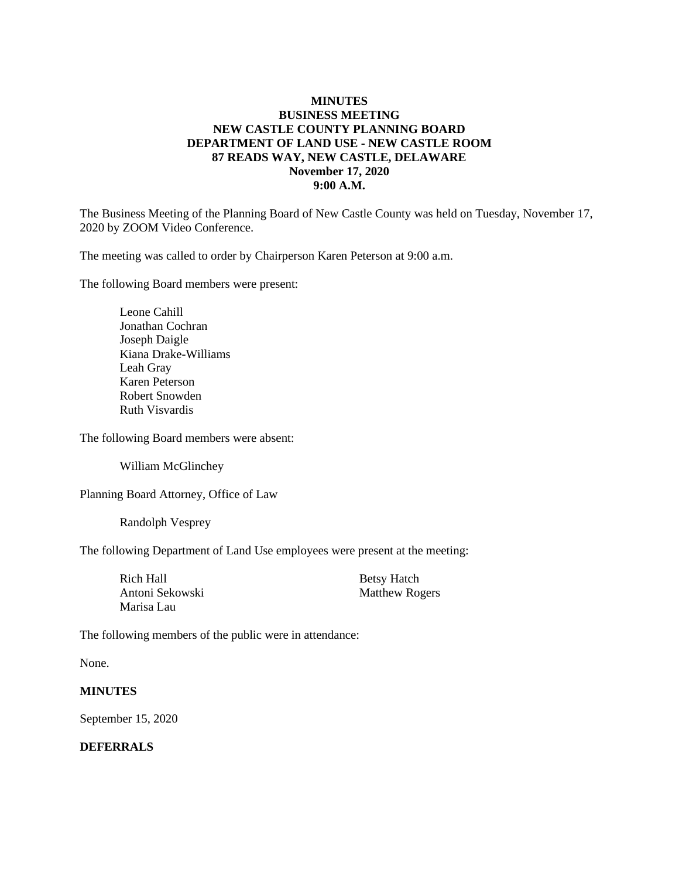**MINUTES**
**BUSINESS MEETING**
**NEW CASTLE COUNTY PLANNING BOARD**
**DEPARTMENT OF LAND USE - NEW CASTLE ROOM**
**87 READS WAY, NEW CASTLE, DELAWARE**
**November 17, 2020**
**9:00 A.M.**

The Business Meeting of the Planning Board of New Castle County was held on Tuesday, November 17, 2020 by ZOOM Video Conference.

The meeting was called to order by Chairperson Karen Peterson at 9:00 a.m.

The following Board members were present:

Leone Cahill
Jonathan Cochran
Joseph Daigle
Kiana Drake-Williams
Leah Gray
Karen Peterson
Robert Snowden
Ruth Visvardis

The following Board members were absent:

William McGlinchey

Planning Board Attorney, Office of Law

Randolph Vesprey

The following Department of Land Use employees were present at the meeting:

Rich Hall
Antoni Sekowski
Marisa Lau
Betsy Hatch
Matthew Rogers

The following members of the public were in attendance:

None.

**MINUTES**

September 15, 2020

**DEFERRALS**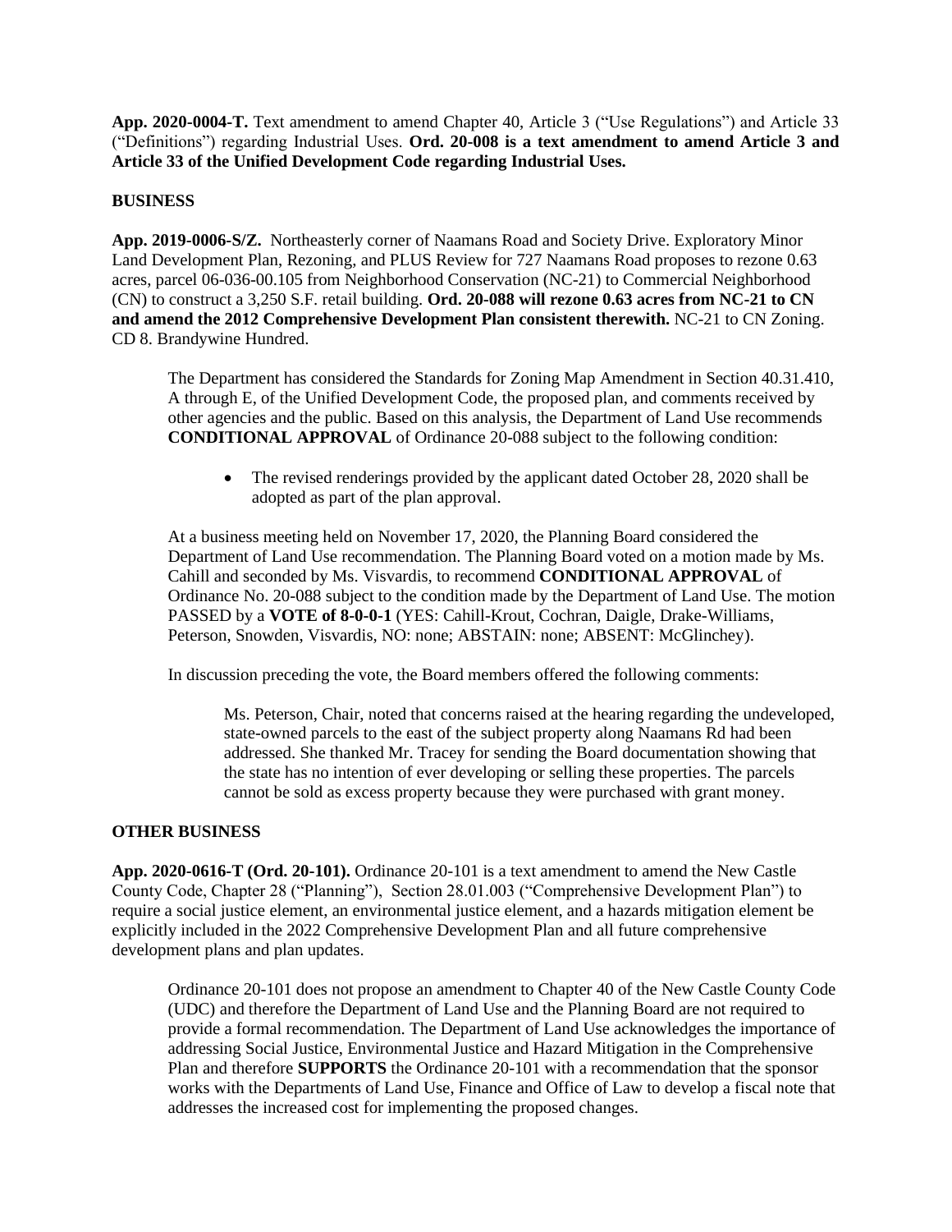**App. 2020-0004-T.** Text amendment to amend Chapter 40, Article 3 ("Use Regulations") and Article 33 ("Definitions") regarding Industrial Uses. **Ord. 20-008 is a text amendment to amend Article 3 and Article 33 of the Unified Development Code regarding Industrial Uses.**

**BUSINESS**

**App. 2019-0006-S/Z.** Northeasterly corner of Naamans Road and Society Drive. Exploratory Minor Land Development Plan, Rezoning, and PLUS Review for 727 Naamans Road proposes to rezone 0.63 acres, parcel 06-036-00.105 from Neighborhood Conservation (NC-21) to Commercial Neighborhood (CN) to construct a 3,250 S.F. retail building. **Ord. 20-088 will rezone 0.63 acres from NC-21 to CN and amend the 2012 Comprehensive Development Plan consistent therewith.** NC-21 to CN Zoning. CD 8. Brandywine Hundred.

> The Department has considered the Standards for Zoning Map Amendment in Section 40.31.410, A through E, of the Unified Development Code, the proposed plan, and comments received by other agencies and the public. Based on this analysis, the Department of Land Use recommends **CONDITIONAL APPROVAL** of Ordinance 20-088 subject to the following condition:
>
> - The revised renderings provided by the applicant dated October 28, 2020 shall be adopted as part of the plan approval.
>
> At a business meeting held on November 17, 2020, the Planning Board considered the Department of Land Use recommendation. The Planning Board voted on a motion made by Ms. Cahill and seconded by Ms. Visvardis, to recommend **CONDITIONAL APPROVAL** of Ordinance No. 20-088 subject to the condition made by the Department of Land Use. The motion PASSED by a **VOTE of 8-0-0-1** (YES: Cahill-Krout, Cochran, Daigle, Drake-Williams, Peterson, Snowden, Visvardis, NO: none; ABSTAIN: none; ABSENT: McGlinchey).
>
> In discussion preceding the vote, the Board members offered the following comments:
>
> > Ms. Peterson, Chair, noted that concerns raised at the hearing regarding the undeveloped, state-owned parcels to the east of the subject property along Naamans Rd had been addressed. She thanked Mr. Tracey for sending the Board documentation showing that the state has no intention of ever developing or selling these properties. The parcels cannot be sold as excess property because they were purchased with grant money.

**OTHER BUSINESS**

**App. 2020-0616-T (Ord. 20-101).** Ordinance 20-101 is a text amendment to amend the New Castle County Code, Chapter 28 ("Planning"), Section 28.01.003 ("Comprehensive Development Plan") to require a social justice element, an environmental justice element, and a hazards mitigation element be explicitly included in the 2022 Comprehensive Development Plan and all future comprehensive development plans and plan updates.

> Ordinance 20-101 does not propose an amendment to Chapter 40 of the New Castle County Code (UDC) and therefore the Department of Land Use and the Planning Board are not required to provide a formal recommendation. The Department of Land Use acknowledges the importance of addressing Social Justice, Environmental Justice and Hazard Mitigation in the Comprehensive Plan and therefore **SUPPORTS** the Ordinance 20-101 with a recommendation that the sponsor works with the Departments of Land Use, Finance and Office of Law to develop a fiscal note that addresses the increased cost for implementing the proposed changes.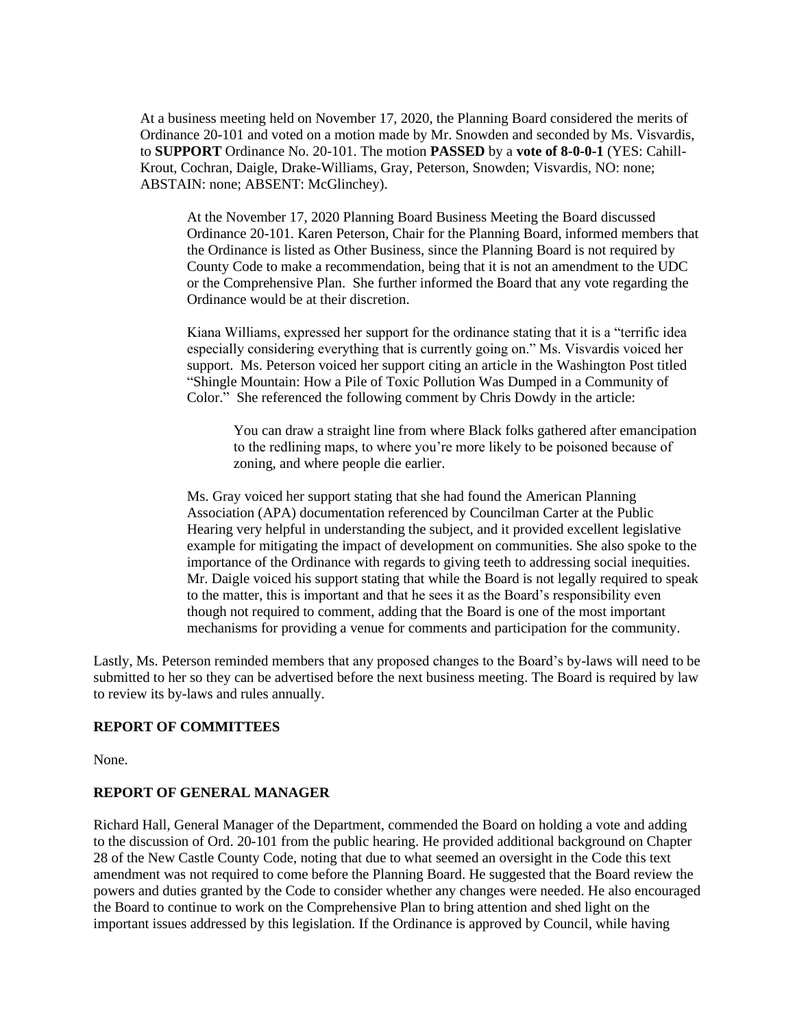At a business meeting held on November 17, 2020, the Planning Board considered the merits of Ordinance 20-101 and voted on a motion made by Mr. Snowden and seconded by Ms. Visvardis, to **SUPPORT** Ordinance No. 20-101. The motion **PASSED** by a **vote of 8-0-0-1** (YES: Cahill-Krout, Cochran, Daigle, Drake-Williams, Gray, Peterson, Snowden; Visvardis, NO: none; ABSTAIN: none; ABSENT: McGlinchey).

> At the November 17, 2020 Planning Board Business Meeting the Board discussed Ordinance 20-101. Karen Peterson, Chair for the Planning Board, informed members that the Ordinance is listed as Other Business, since the Planning Board is not required by County Code to make a recommendation, being that it is not an amendment to the UDC or the Comprehensive Plan. She further informed the Board that any vote regarding the Ordinance would be at their discretion.
>
> Kiana Williams, expressed her support for the ordinance stating that it is a "terrific idea especially considering everything that is currently going on." Ms. Visvardis voiced her support. Ms. Peterson voiced her support citing an article in the Washington Post titled "Shingle Mountain: How a Pile of Toxic Pollution Was Dumped in a Community of Color." She referenced the following comment by Chris Dowdy in the article:
>
> > You can draw a straight line from where Black folks gathered after emancipation to the redlining maps, to where you're more likely to be poisoned because of zoning, and where people die earlier.
>
> Ms. Gray voiced her support stating that she had found the American Planning Association (APA) documentation referenced by Councilman Carter at the Public Hearing very helpful in understanding the subject, and it provided excellent legislative example for mitigating the impact of development on communities. She also spoke to the importance of the Ordinance with regards to giving teeth to addressing social inequities. Mr. Daigle voiced his support stating that while the Board is not legally required to speak to the matter, this is important and that he sees it as the Board's responsibility even though not required to comment, adding that the Board is one of the most important mechanisms for providing a venue for comments and participation for the community.

Lastly, Ms. Peterson reminded members that any proposed changes to the Board's by-laws will need to be submitted to her so they can be advertised before the next business meeting. The Board is required by law to review its by-laws and rules annually.

**REPORT OF COMMITTEES**

None.

**REPORT OF GENERAL MANAGER**

Richard Hall, General Manager of the Department, commended the Board on holding a vote and adding to the discussion of Ord. 20-101 from the public hearing. He provided additional background on Chapter 28 of the New Castle County Code, noting that due to what seemed an oversight in the Code this text amendment was not required to come before the Planning Board. He suggested that the Board review the powers and duties granted by the Code to consider whether any changes were needed. He also encouraged the Board to continue to work on the Comprehensive Plan to bring attention and shed light on the important issues addressed by this legislation. If the Ordinance is approved by Council, while having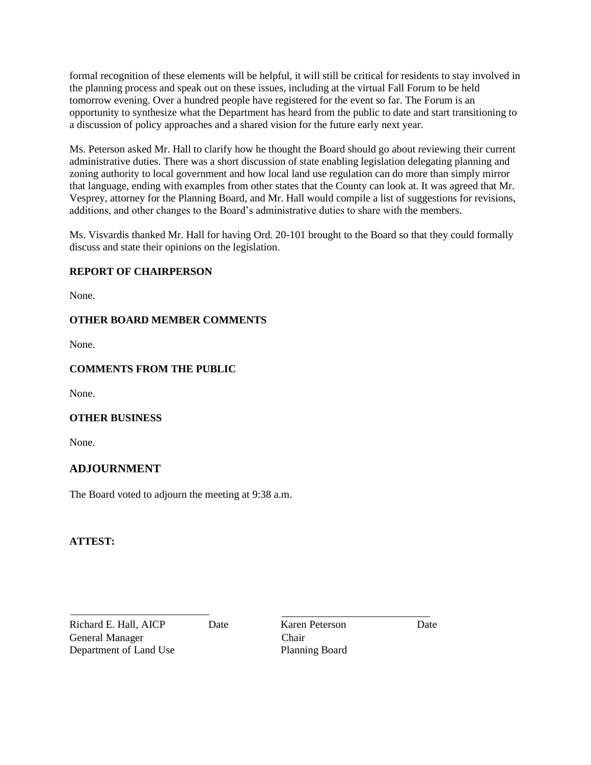formal recognition of these elements will be helpful, it will still be critical for residents to stay involved in the planning process and speak out on these issues, including at the virtual Fall Forum to be held tomorrow evening. Over a hundred people have registered for the event so far. The Forum is an opportunity to synthesize what the Department has heard from the public to date and start transitioning to a discussion of policy approaches and a shared vision for the future early next year.

Ms. Peterson asked Mr. Hall to clarify how he thought the Board should go about reviewing their current administrative duties. There was a short discussion of state enabling legislation delegating planning and zoning authority to local government and how local land use regulation can do more than simply mirror that language, ending with examples from other states that the County can look at. It was agreed that Mr. Vesprey, attorney for the Planning Board, and Mr. Hall would compile a list of suggestions for revisions, additions, and other changes to the Board's administrative duties to share with the members.

Ms. Visvardis thanked Mr. Hall for having Ord. 20-101 brought to the Board so that they could formally discuss and state their opinions on the legislation.

**REPORT OF CHAIRPERSON**

None.

**OTHER BOARD MEMBER COMMENTS**

None.

**COMMENTS FROM THE PUBLIC**

None.

**OTHER BUSINESS**

None.

## ADJOURNMENT

The Board voted to adjourn the meeting at 9:38 a.m.

**ATTEST:**

| | | | |
|---|---|---|---|
| ___________________________ | | ___________________________ | |
| Richard E. Hall, AICP | Date | Karen Peterson | Date |
| General Manager | | Chair | |
| Department of Land Use | | Planning Board | |